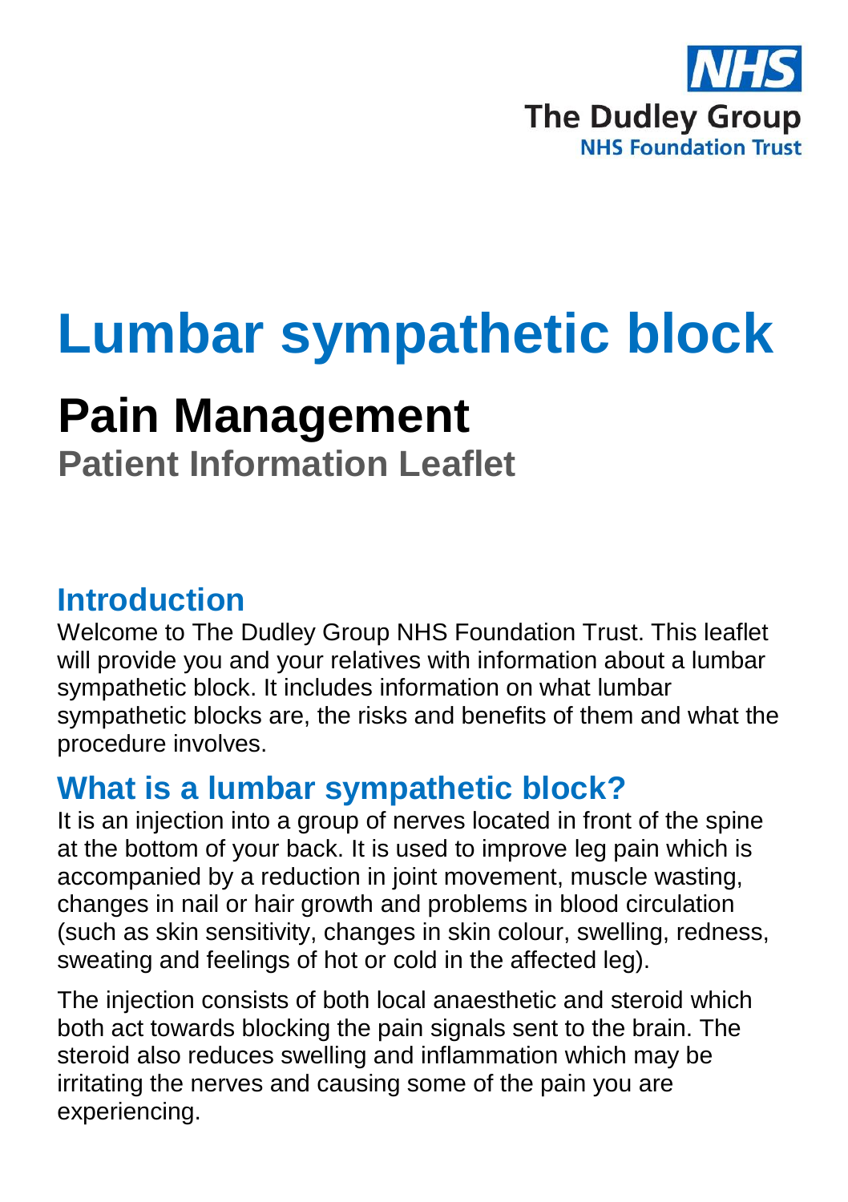NHS

The Dudley Group
NHS Foundation Trust

# Lumbar sympathetic block

## Pain Management

### Patient Information Leaflet

## Introduction

Welcome to The Dudley Group NHS Foundation Trust. This leaflet will provide you and your relatives with information about a lumbar sympathetic block. It includes information on what lumbar sympathetic blocks are, the risks and benefits of them and what the procedure involves.

## What is a lumbar sympathetic block?

It is an injection into a group of nerves located in front of the spine at the bottom of your back. It is used to improve leg pain which is accompanied by a reduction in joint movement, muscle wasting, changes in nail or hair growth and problems in blood circulation (such as skin sensitivity, changes in skin colour, swelling, redness, sweating and feelings of hot or cold in the affected leg).

The injection consists of both local anaesthetic and steroid which both act towards blocking the pain signals sent to the brain. The steroid also reduces swelling and inflammation which may be irritating the nerves and causing some of the pain you are experiencing.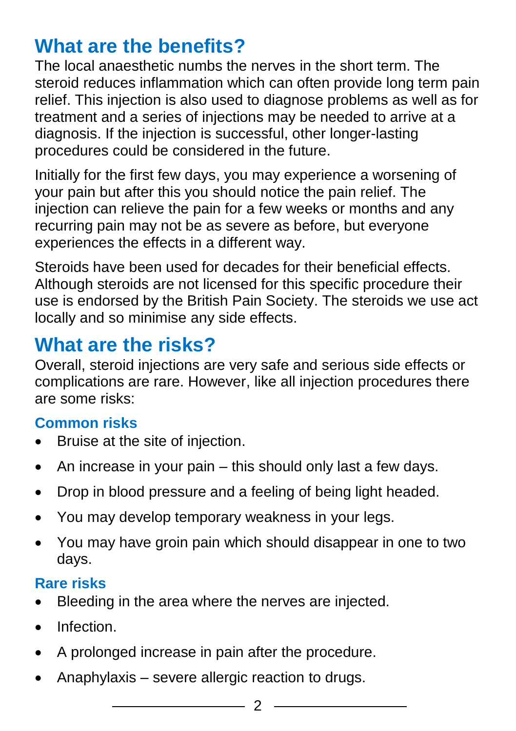## What are the benefits?

The local anaesthetic numbs the nerves in the short term. The steroid reduces inflammation which can often provide long term pain relief. This injection is also used to diagnose problems as well as for treatment and a series of injections may be needed to arrive at a diagnosis. If the injection is successful, other longer-lasting procedures could be considered in the future.

Initially for the first few days, you may experience a worsening of your pain but after this you should notice the pain relief. The injection can relieve the pain for a few weeks or months and any recurring pain may not be as severe as before, but everyone experiences the effects in a different way.

Steroids have been used for decades for their beneficial effects. Although steroids are not licensed for this specific procedure their use is endorsed by the British Pain Society. The steroids we use act locally and so minimise any side effects.

## What are the risks?

Overall, steroid injections are very safe and serious side effects or complications are rare. However, like all injection procedures there are some risks:

### Common risks

- Bruise at the site of injection.
- An increase in your pain – this should only last a few days.
- Drop in blood pressure and a feeling of being light headed.
- You may develop temporary weakness in your legs.
- You may have groin pain which should disappear in one to two days.

### Rare risks

- Bleeding in the area where the nerves are injected.
- Infection.
- A prolonged increase in pain after the procedure.
- Anaphylaxis – severe allergic reaction to drugs.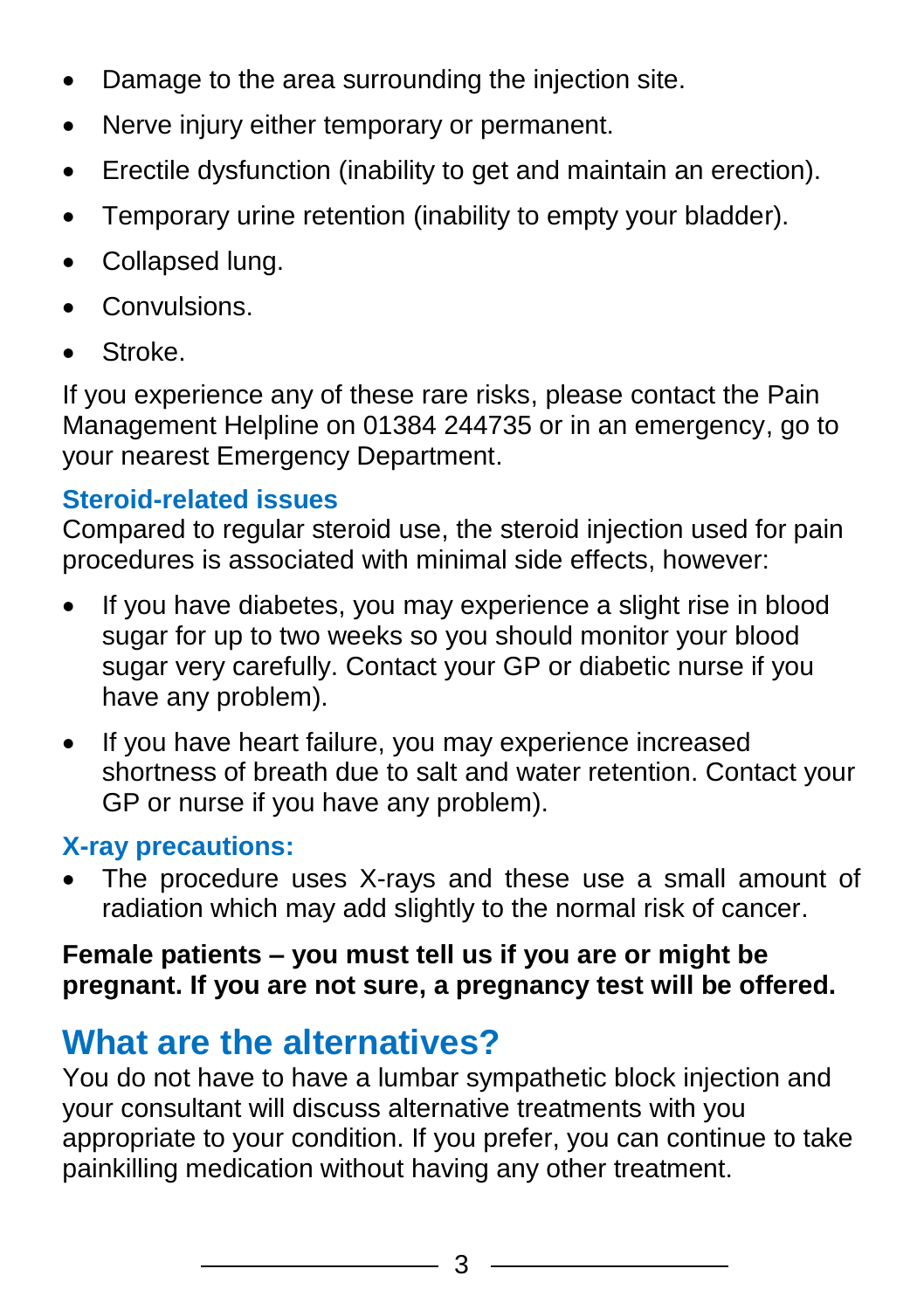- Damage to the area surrounding the injection site.
- Nerve injury either temporary or permanent.
- Erectile dysfunction (inability to get and maintain an erection).
- Temporary urine retention (inability to empty your bladder).
- Collapsed lung.
- Convulsions.
- Stroke.

If you experience any of these rare risks, please contact the Pain Management Helpline on 01384 244735 or in an emergency, go to your nearest Emergency Department.

### Steroid-related issues

Compared to regular steroid use, the steroid injection used for pain procedures is associated with minimal side effects, however:

- If you have diabetes, you may experience a slight rise in blood sugar for up to two weeks so you should monitor your blood sugar very carefully. Contact your GP or diabetic nurse if you have any problem).
- If you have heart failure, you may experience increased shortness of breath due to salt and water retention. Contact your GP or nurse if you have any problem).

### X-ray precautions:

- The procedure uses X-rays and these use a small amount of radiation which may add slightly to the normal risk of cancer.

**Female patients – you must tell us if you are or might be pregnant. If you are not sure, a pregnancy test will be offered.**

## What are the alternatives?

You do not have to have a lumbar sympathetic block injection and your consultant will discuss alternative treatments with you appropriate to your condition. If you prefer, you can continue to take painkilling medication without having any other treatment.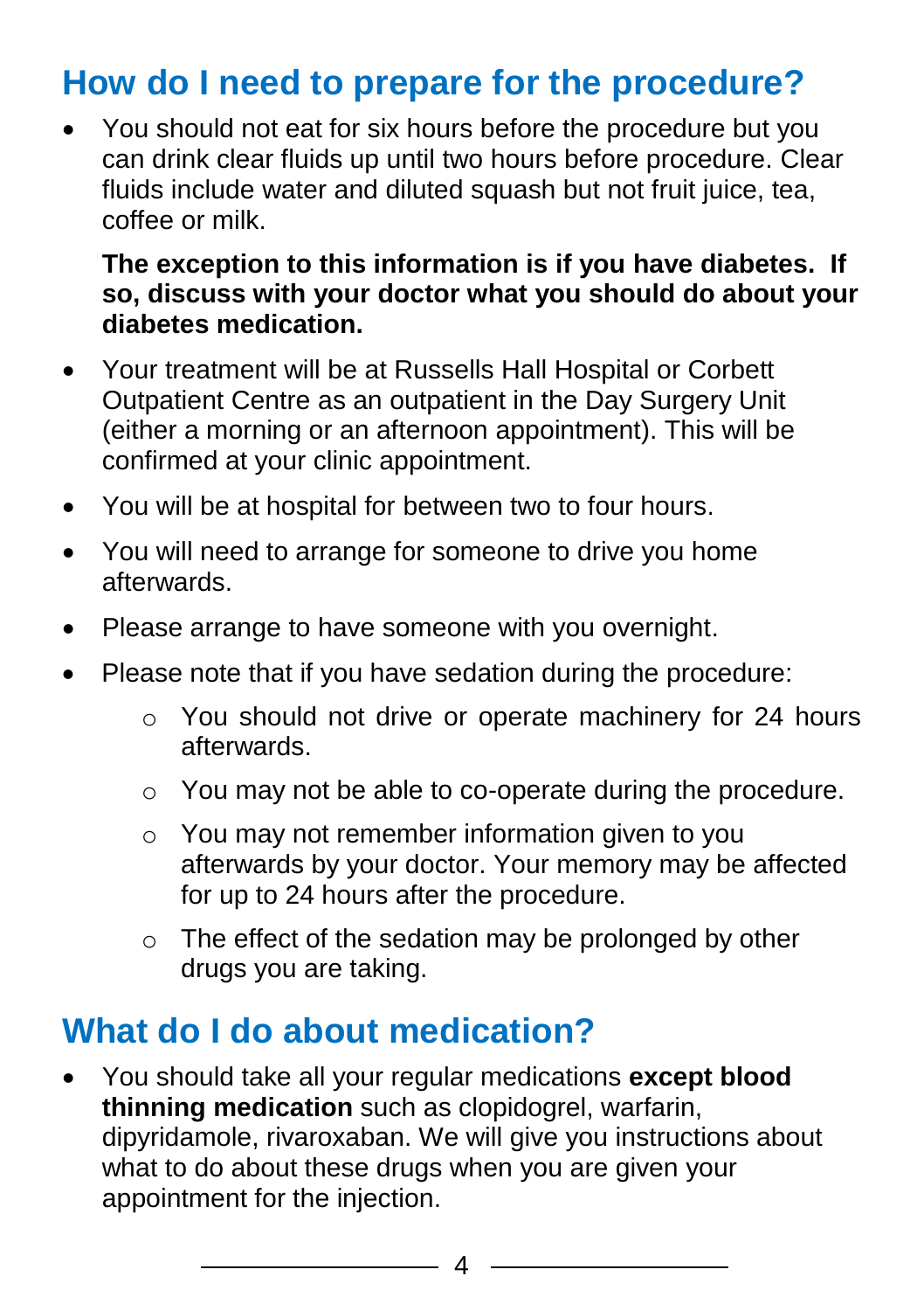## How do I need to prepare for the procedure?

- You should not eat for six hours before the procedure but you can drink clear fluids up until two hours before procedure. Clear fluids include water and diluted squash but not fruit juice, tea, coffee or milk.

  **The exception to this information is if you have diabetes. If so, discuss with your doctor what you should do about your diabetes medication.**

- Your treatment will be at Russells Hall Hospital or Corbett Outpatient Centre as an outpatient in the Day Surgery Unit (either a morning or an afternoon appointment). This will be confirmed at your clinic appointment.
- You will be at hospital for between two to four hours.
- You will need to arrange for someone to drive you home afterwards.
- Please arrange to have someone with you overnight.
- Please note that if you have sedation during the procedure:
  - You should not drive or operate machinery for 24 hours afterwards.
  - You may not be able to co-operate during the procedure.
  - You may not remember information given to you afterwards by your doctor. Your memory may be affected for up to 24 hours after the procedure.
  - The effect of the sedation may be prolonged by other drugs you are taking.

## What do I do about medication?

- You should take all your regular medications **except blood thinning medication** such as clopidogrel, warfarin, dipyridamole, rivaroxaban. We will give you instructions about what to do about these drugs when you are given your appointment for the injection.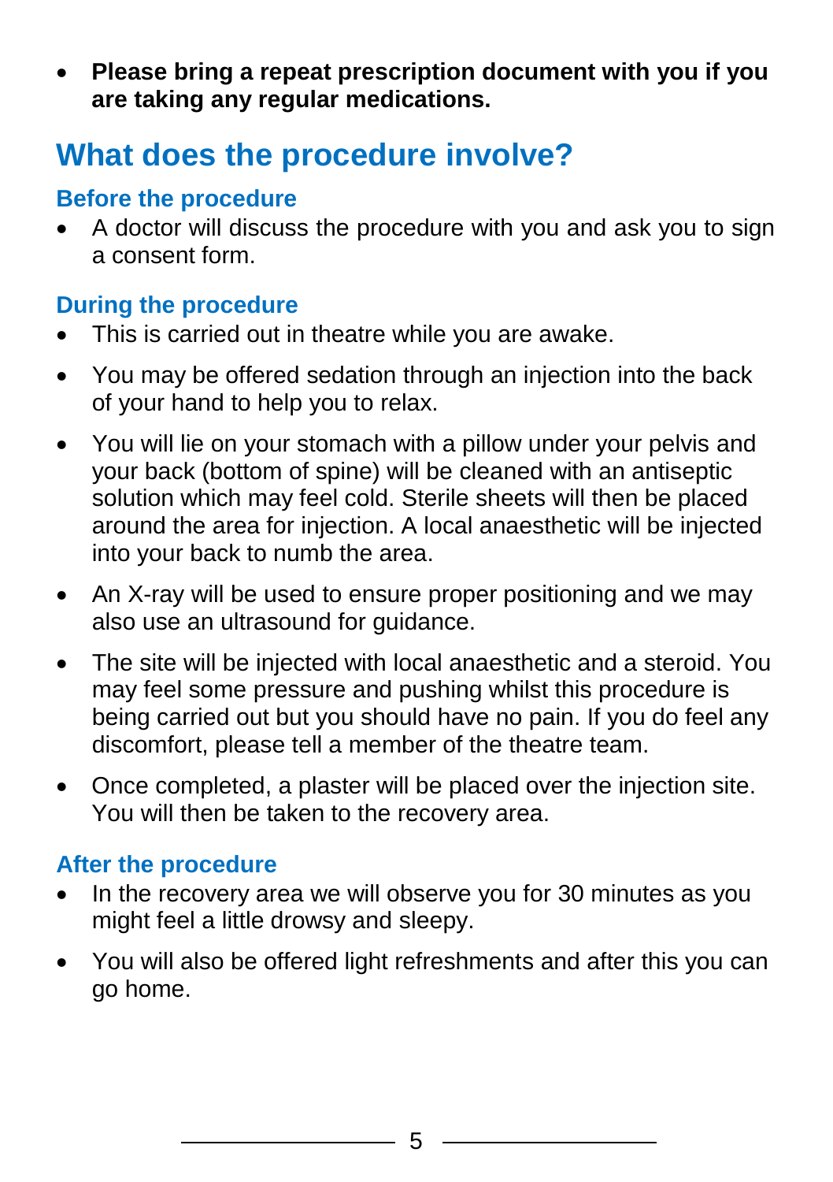- **Please bring a repeat prescription document with you if you are taking any regular medications.**

## What does the procedure involve?

### Before the procedure

- A doctor will discuss the procedure with you and ask you to sign a consent form.

### During the procedure

- This is carried out in theatre while you are awake.
- You may be offered sedation through an injection into the back of your hand to help you to relax.
- You will lie on your stomach with a pillow under your pelvis and your back (bottom of spine) will be cleaned with an antiseptic solution which may feel cold. Sterile sheets will then be placed around the area for injection. A local anaesthetic will be injected into your back to numb the area.
- An X-ray will be used to ensure proper positioning and we may also use an ultrasound for guidance.
- The site will be injected with local anaesthetic and a steroid. You may feel some pressure and pushing whilst this procedure is being carried out but you should have no pain. If you do feel any discomfort, please tell a member of the theatre team.
- Once completed, a plaster will be placed over the injection site. You will then be taken to the recovery area.

### After the procedure

- In the recovery area we will observe you for 30 minutes as you might feel a little drowsy and sleepy.
- You will also be offered light refreshments and after this you can go home.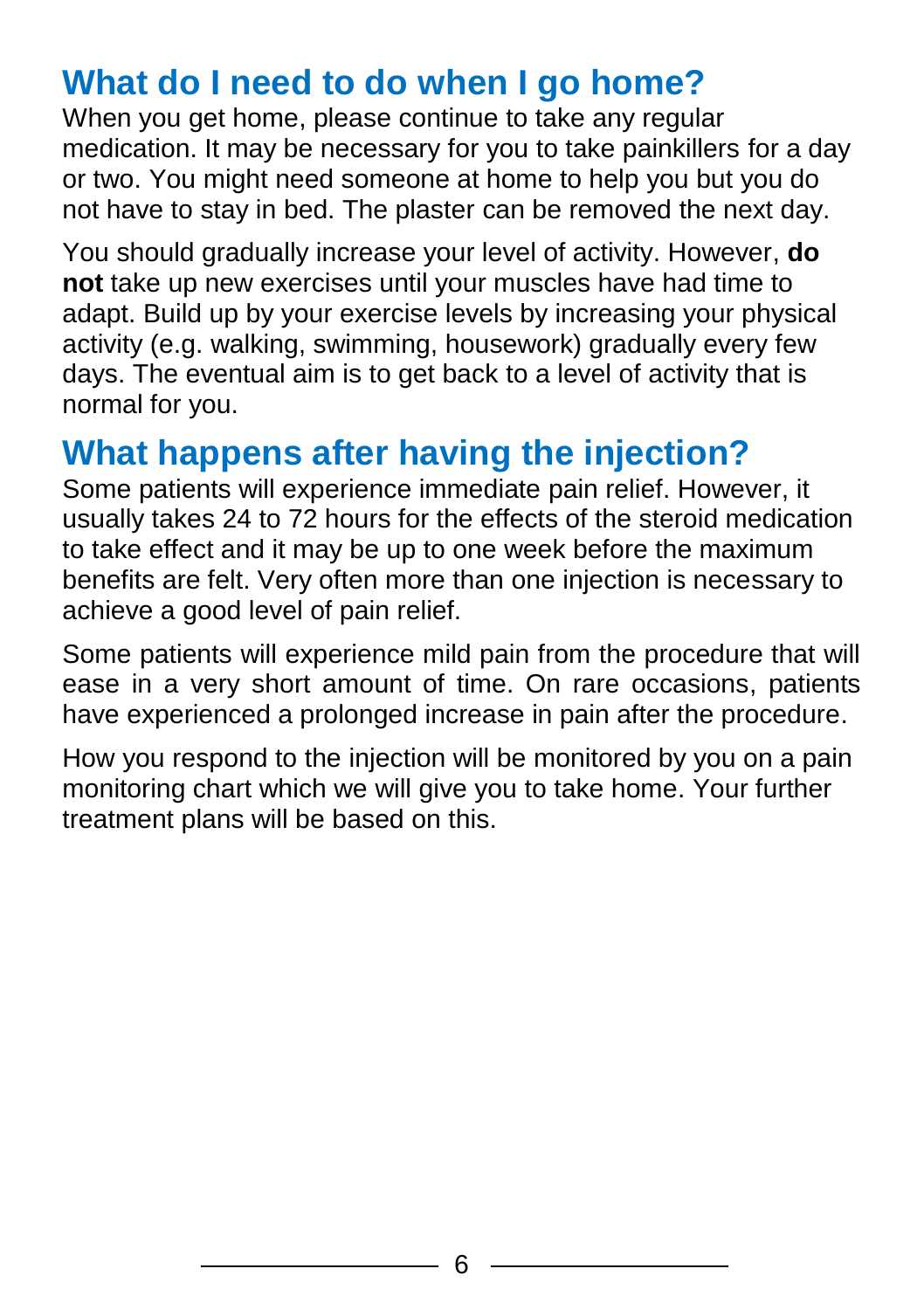## What do I need to do when I go home?

When you get home, please continue to take any regular medication. It may be necessary for you to take painkillers for a day or two. You might need someone at home to help you but you do not have to stay in bed. The plaster can be removed the next day.

You should gradually increase your level of activity. However, **do not** take up new exercises until your muscles have had time to adapt. Build up by your exercise levels by increasing your physical activity (e.g. walking, swimming, housework) gradually every few days. The eventual aim is to get back to a level of activity that is normal for you.

## What happens after having the injection?

Some patients will experience immediate pain relief. However, it usually takes 24 to 72 hours for the effects of the steroid medication to take effect and it may be up to one week before the maximum benefits are felt. Very often more than one injection is necessary to achieve a good level of pain relief.

Some patients will experience mild pain from the procedure that will ease in a very short amount of time. On rare occasions, patients have experienced a prolonged increase in pain after the procedure.

How you respond to the injection will be monitored by you on a pain monitoring chart which we will give you to take home. Your further treatment plans will be based on this.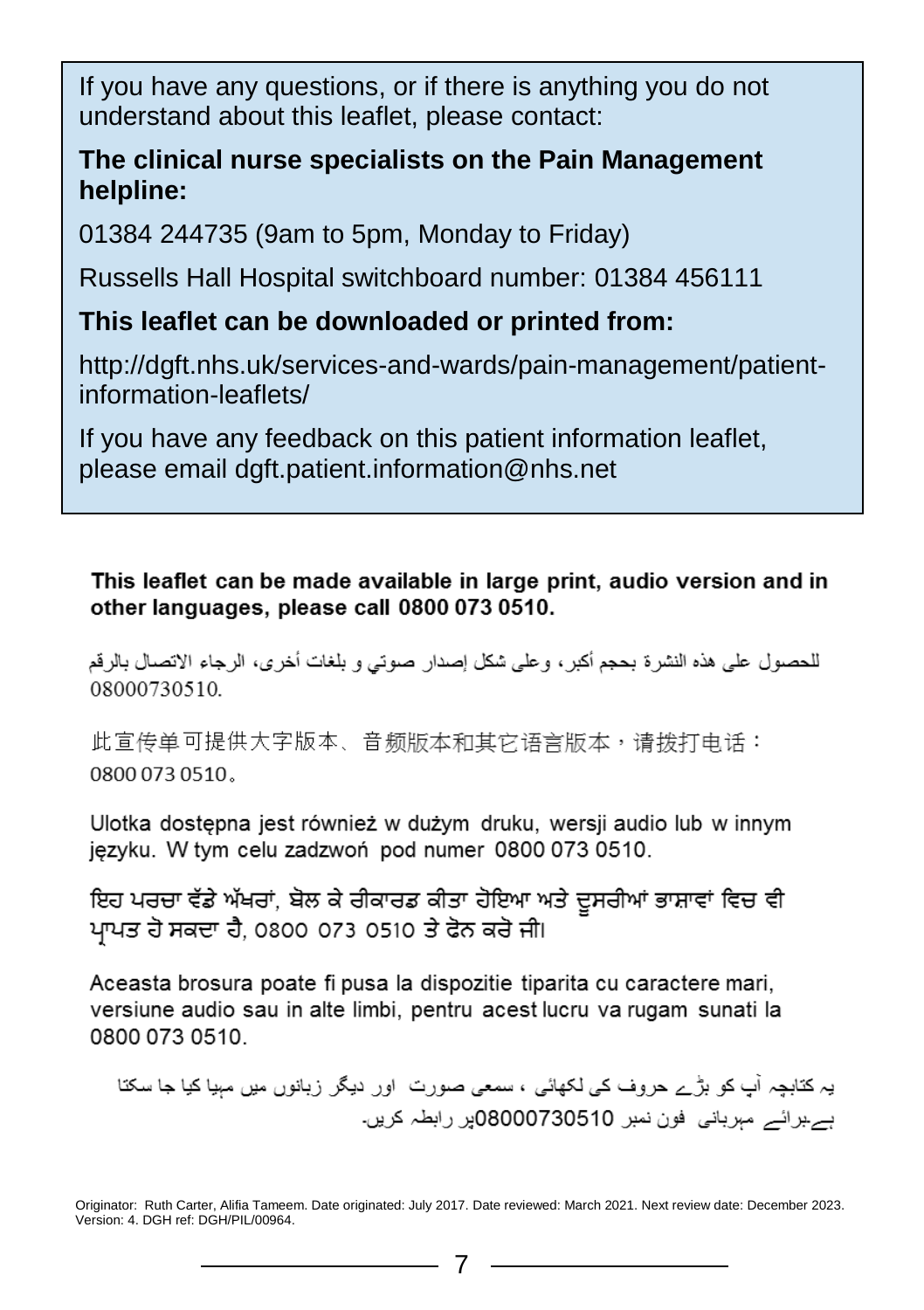If you have any questions, or if there is anything you do not understand about this leaflet, please contact:

**The clinical nurse specialists on the Pain Management helpline:**

01384 244735 (9am to 5pm, Monday to Friday)

Russells Hall Hospital switchboard number: 01384 456111

**This leaflet can be downloaded or printed from:**

http://dgft.nhs.uk/services-and-wards/pain-management/patient-information-leaflets/

If you have any feedback on this patient information leaflet, please email dgft.patient.information@nhs.net

**This leaflet can be made available in large print, audio version and in other languages, please call 0800 073 0510.**

للحصول على هذه النشرة بحجم أكبر، وعلى شكل إصدار صوتي و بلغات أخرى، الرجاء الاتصال بالرقم 08000730510.

此宣传单可提供大字版本、音频版本和其它语言版本，请拨打电话：0800 073 0510。

Ulotka dostępna jest również w dużym druku, wersji audio lub w innym języku. W tym celu zadzwoń pod numer 0800 073 0510.

ਇਹ ਪਰਚਾ ਵੱਡੇ ਅੱਖਰਾਂ, ਬੋਲ ਕੇ ਰੀਕਾਰਡ ਕੀਤਾ ਹੋਇਆ ਅਤੇ ਦੂਸਰੀਆਂ ਭਾਸ਼ਾਵਾਂ ਵਿਚ ਵੀ ਪ੍ਰਾਪਤ ਹੋ ਸਕਦਾ ਹੈ, 0800 073 0510 ਤੇ ਫੋਨ ਕਰੋ ਜੀ।

Aceasta brosura poate fi pusa la dispozitie tiparita cu caractere mari, versiune audio sau in alte limbi, pentru acest lucru va rugam sunati la 0800 073 0510.

یہ کتابچہ آپ کو بڑے حروف کی لکھائی ، سمعی صورت اور دیگر زبانوں میں مہیا کیا جا سکتا ہے۔برائے مہربانی فون نمبر 08000730510پر رابطہ کریں۔

Originator: Ruth Carter, Alifia Tameem. Date originated: July 2017. Date reviewed: March 2021. Next review date: December 2023. Version: 4. DGH ref: DGH/PIL/00964.